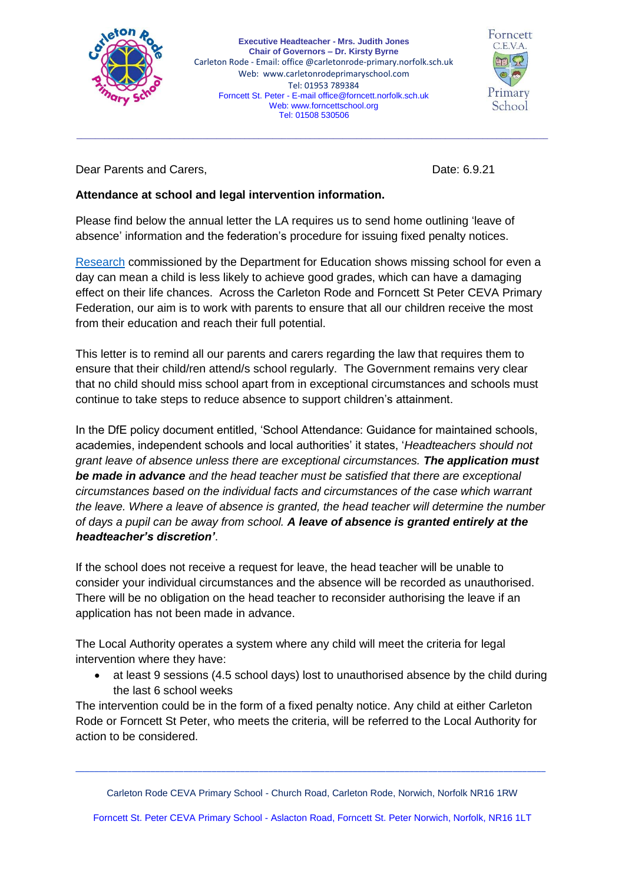Executive Headteacher - Mrs. Judith Jones
Chair of Governors – Dr. Kirsty Byrne
Carleton Rode - Email: office @carletonrode-primary.norfolk.sch.uk
Web: www.carletonrodeprimaryschool.com
Tel: 01953 789384
Forncett St. Peter - E-mail office@forncett.norfolk.sch.uk
Web: www.forncettschool.org
Tel: 01508 530506

Dear Parents and Carers, Date: 6.9.21

**Attendance at school and legal intervention information.**

Please find below the annual letter the LA requires us to send home outlining 'leave of absence' information and the federation's procedure for issuing fixed penalty notices.

Research commissioned by the Department for Education shows missing school for even a day can mean a child is less likely to achieve good grades, which can have a damaging effect on their life chances. Across the Carleton Rode and Forncett St Peter CEVA Primary Federation, our aim is to work with parents to ensure that all our children receive the most from their education and reach their full potential.

This letter is to remind all our parents and carers regarding the law that requires them to ensure that their child/ren attend/s school regularly. The Government remains very clear that no child should miss school apart from in exceptional circumstances and schools must continue to take steps to reduce absence to support children's attainment.

In the DfE policy document entitled, 'School Attendance: Guidance for maintained schools, academies, independent schools and local authorities' it states, '*Headteachers should not grant leave of absence unless there are exceptional circumstances.* ***The application must be made in advance*** *and the head teacher must be satisfied that there are exceptional circumstances based on the individual facts and circumstances of the case which warrant the leave. Where a leave of absence is granted, the head teacher will determine the number of days a pupil can be away from school.* ***A leave of absence is granted entirely at the headteacher's discretion'***.

If the school does not receive a request for leave, the head teacher will be unable to consider your individual circumstances and the absence will be recorded as unauthorised. There will be no obligation on the head teacher to reconsider authorising the leave if an application has not been made in advance.

The Local Authority operates a system where any child will meet the criteria for legal intervention where they have:

- at least 9 sessions (4.5 school days) lost to unauthorised absence by the child during the last 6 school weeks

The intervention could be in the form of a fixed penalty notice. Any child at either Carleton Rode or Forncett St Peter, who meets the criteria, will be referred to the Local Authority for action to be considered.

Carleton Rode CEVA Primary School - Church Road, Carleton Rode, Norwich, Norfolk NR16 1RW

Forncett St. Peter CEVA Primary School - Aslacton Road, Forncett St. Peter Norwich, Norfolk, NR16 1LT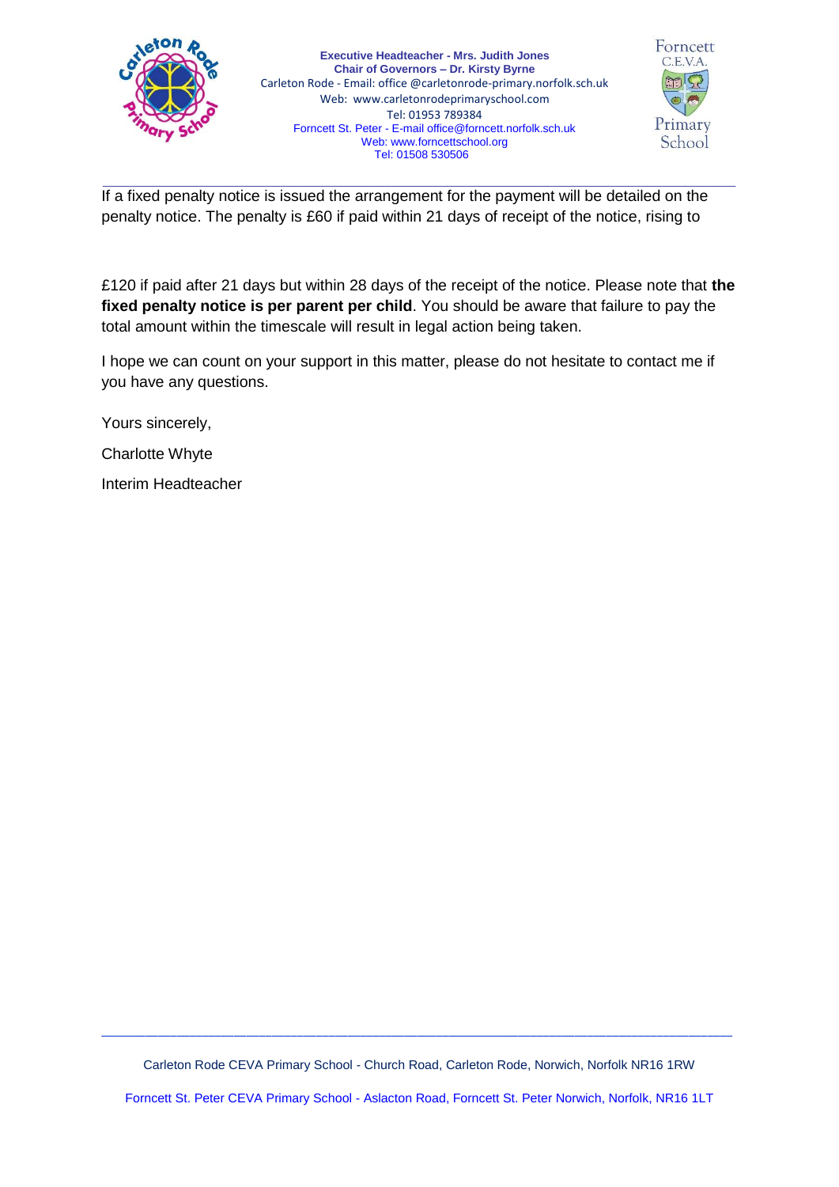If a fixed penalty notice is issued the arrangement for the payment will be detailed on the penalty notice. The penalty is £60 if paid within 21 days of receipt of the notice, rising to £120 if paid after 21 days but within 28 days of the receipt of the notice. Please note that **the fixed penalty notice is per parent per child**. You should be aware that failure to pay the total amount within the timescale will result in legal action being taken.

I hope we can count on your support in this matter, please do not hesitate to contact me if you have any questions.

Yours sincerely,

Charlotte Whyte

Interim Headteacher